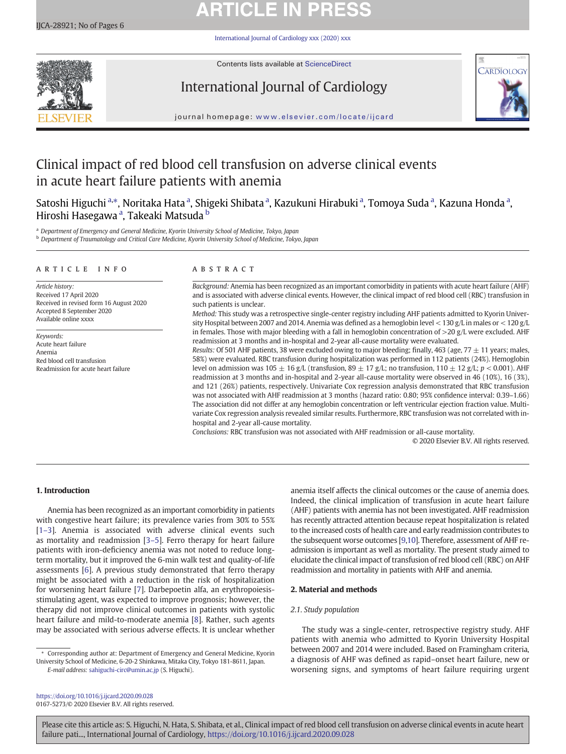# Clinical impact of red blood cell transfusion on adverse clinical events in acute heart failure patients with anemia

Satoshi Higuchi [a,*], Noritaka Hata [a], Shigeki Shibata [a], Kazukuni Hirabuki [a], Tomoya Suda [a], Kazuna Honda [a], Hiroshi Hasegawa [a], Takeaki Matsuda [b]

[a] Department of Emergency and General Medicine, Kyorin University School of Medicine, Tokyo, Japan
[b] Department of Traumatology and Critical Care Medicine, Kyorin University School of Medicine, Tokyo, Japan

## ARTICLE INFO

*Article history:*
Received 17 April 2020
Received in revised form 16 August 2020
Accepted 8 September 2020
Available online xxxx

*Keywords:*
Acute heart failure
Anemia
Red blood cell transfusion
Readmission for acute heart failure

## ABSTRACT

*Background:* Anemia has been recognized as an important comorbidity in patients with acute heart failure (AHF) and is associated with adverse clinical events. However, the clinical impact of red blood cell (RBC) transfusion in such patients is unclear.

*Method:* This study was a retrospective single-center registry including AHF patients admitted to Kyorin University Hospital between 2007 and 2014. Anemia was defined as a hemoglobin level < 130 g/L in males or < 120 g/L in females. Those with major bleeding with a fall in hemoglobin concentration of >20 g/L were excluded. AHF readmission at 3 months and in-hospital and 2-year all-cause mortality were evaluated.

*Results:* Of 501 AHF patients, 38 were excluded owing to major bleeding; finally, 463 (age, 77 ± 11 years; males, 58%) were evaluated. RBC transfusion during hospitalization was performed in 112 patients (24%). Hemoglobin level on admission was 105 ± 16 g/L (transfusion, 89 ± 17 g/L; no transfusion, 110 ± 12 g/L; $p < 0.001$). AHF readmission at 3 months and in-hospital and 2-year all-cause mortality were observed in 46 (10%), 16 (3%), and 121 (26%) patients, respectively. Univariate Cox regression analysis demonstrated that RBC transfusion was not associated with AHF readmission at 3 months (hazard ratio: 0.80; 95% confidence interval: 0.39–1.66) The association did not differ at any hemoglobin concentration or left ventricular ejection fraction value. Multivariate Cox regression analysis revealed similar results. Furthermore, RBC transfusion was not correlated with in-hospital and 2-year all-cause mortality.

*Conclusions:* RBC transfusion was not associated with AHF readmission or all-cause mortality.

© 2020 Elsevier B.V. All rights reserved.

## 1. Introduction

Anemia has been recognized as an important comorbidity in patients with congestive heart failure; its prevalence varies from 30% to 55% [1–3]. Anemia is associated with adverse clinical events such as mortality and readmission [3–5]. Ferro therapy for heart failure patients with iron-deficiency anemia was not noted to reduce long-term mortality, but it improved the 6-min walk test and quality-of-life assessments [6]. A previous study demonstrated that ferro therapy might be associated with a reduction in the risk of hospitalization for worsening heart failure [7]. Darbepoetin alfa, an erythropoiesis-stimulating agent, was expected to improve prognosis; however, the therapy did not improve clinical outcomes in patients with systolic heart failure and mild-to-moderate anemia [8]. Rather, such agents may be associated with serious adverse effects. It is unclear whether anemia itself affects the clinical outcomes or the cause of anemia does. Indeed, the clinical implication of transfusion in acute heart failure (AHF) patients with anemia has not been investigated. AHF readmission has recently attracted attention because repeat hospitalization is related to the increased costs of health care and early readmission contributes to the subsequent worse outcomes [9,10]. Therefore, assessment of AHF readmission is important as well as mortality. The present study aimed to elucidate the clinical impact of transfusion of red blood cell (RBC) on AHF readmission and mortality in patients with AHF and anemia.

## 2. Material and methods

### 2.1. Study population

The study was a single-center, retrospective registry study. AHF patients with anemia who admitted to Kyorin University Hospital between 2007 and 2014 were included. Based on Framingham criteria, a diagnosis of AHF was defined as rapid–onset heart failure, new or worsening signs, and symptoms of heart failure requiring urgent

\* Corresponding author at: Department of Emergency and General Medicine, Kyorin University School of Medicine, 6-20-2 Shinkawa, Mitaka City, Tokyo 181-8611, Japan.
*E-mail address:* sahiguchi-circ@umin.ac.jp (S. Higuchi).

https://doi.org/10.1016/j.ijcard.2020.09.028
0167-5273/© 2020 Elsevier B.V. All rights reserved.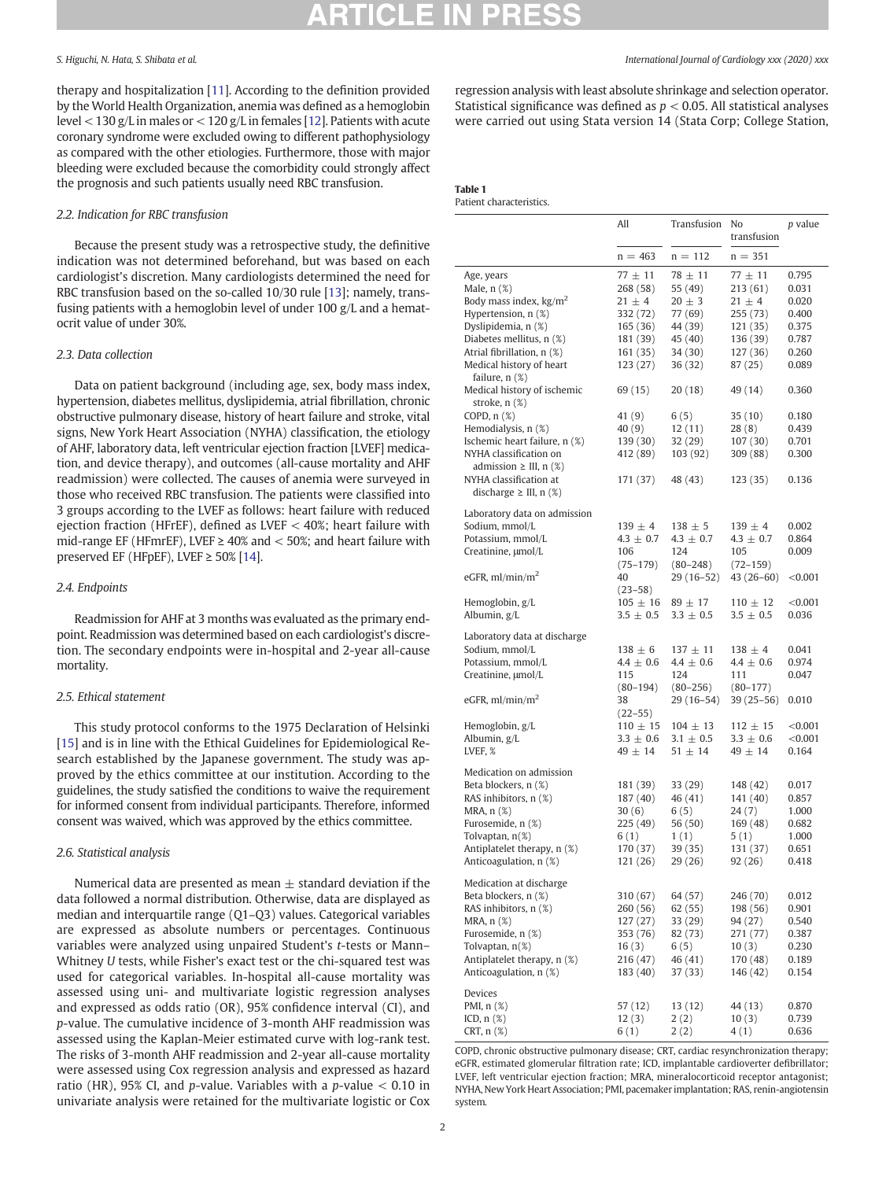therapy and hospitalization [11]. According to the definition provided by the World Health Organization, anemia was defined as a hemoglobin level < 130 g/L in males or < 120 g/L in females [12]. Patients with acute coronary syndrome were excluded owing to different pathophysiology as compared with the other etiologies. Furthermore, those with major bleeding were excluded because the comorbidity could strongly affect the prognosis and such patients usually need RBC transfusion.

### 2.2. Indication for RBC transfusion

Because the present study was a retrospective study, the definitive indication was not determined beforehand, but was based on each cardiologist's discretion. Many cardiologists determined the need for RBC transfusion based on the so-called 10/30 rule [13]; namely, transfusing patients with a hemoglobin level of under 100 g/L and a hematocrit value of under 30%.

### 2.3. Data collection

Data on patient background (including age, sex, body mass index, hypertension, diabetes mellitus, dyslipidemia, atrial fibrillation, chronic obstructive pulmonary disease, history of heart failure and stroke, vital signs, New York Heart Association (NYHA) classification, the etiology of AHF, laboratory data, left ventricular ejection fraction [LVEF] medication, and device therapy), and outcomes (all-cause mortality and AHF readmission) were collected. The causes of anemia were surveyed in those who received RBC transfusion. The patients were classified into 3 groups according to the LVEF as follows: heart failure with reduced ejection fraction (HFrEF), defined as LVEF < 40%; heart failure with mid-range EF (HFmrEF), LVEF ≥ 40% and < 50%; and heart failure with preserved EF (HFpEF), LVEF ≥ 50% [14].

### 2.4. Endpoints

Readmission for AHF at 3 months was evaluated as the primary endpoint. Readmission was determined based on each cardiologist's discretion. The secondary endpoints were in-hospital and 2-year all-cause mortality.

### 2.5. Ethical statement

This study protocol conforms to the 1975 Declaration of Helsinki [15] and is in line with the Ethical Guidelines for Epidemiological Research established by the Japanese government. The study was approved by the ethics committee at our institution. According to the guidelines, the study satisfied the conditions to waive the requirement for informed consent from individual participants. Therefore, informed consent was waived, which was approved by the ethics committee.

### 2.6. Statistical analysis

Numerical data are presented as mean ± standard deviation if the data followed a normal distribution. Otherwise, data are displayed as median and interquartile range (Q1–Q3) values. Categorical variables are expressed as absolute numbers or percentages. Continuous variables were analyzed using unpaired Student's *t*-tests or Mann–Whitney *U* tests, while Fisher's exact test or the chi-squared test was used for categorical variables. In-hospital all-cause mortality was assessed using uni- and multivariate logistic regression analyses and expressed as odds ratio (OR), 95% confidence interval (CI), and *p*-value. The cumulative incidence of 3-month AHF readmission was assessed using the Kaplan-Meier estimated curve with log-rank test. The risks of 3-month AHF readmission and 2-year all-cause mortality were assessed using Cox regression analysis and expressed as hazard ratio (HR), 95% CI, and *p*-value. Variables with a *p*-value < 0.10 in univariate analysis were retained for the multivariate logistic or Cox regression analysis with least absolute shrinkage and selection operator. Statistical significance was defined as $p < 0.05$. All statistical analyses were carried out using Stata version 14 (Stata Corp; College Station,

**Table 1**
Patient characteristics.

| | All | Transfusion | No transfusion | *p* value |
|---|---|---|---|---|
| | n = 463 | n = 112 | n = 351 | |
| Age, years | 77 ± 11 | 78 ± 11 | 77 ± 11 | 0.795 |
| Male, n (%) | 268 (58) | 55 (49) | 213 (61) | 0.031 |
| Body mass index, kg/m$^2$ | 21 ± 4 | 20 ± 3 | 21 ± 4 | 0.020 |
| Hypertension, n (%) | 332 (72) | 77 (69) | 255 (73) | 0.400 |
| Dyslipidemia, n (%) | 165 (36) | 44 (39) | 121 (35) | 0.375 |
| Diabetes mellitus, n (%) | 181 (39) | 45 (40) | 136 (39) | 0.787 |
| Atrial fibrillation, n (%) | 161 (35) | 34 (30) | 127 (36) | 0.260 |
| Medical history of heart failure, n (%) | 123 (27) | 36 (32) | 87 (25) | 0.089 |
| Medical history of ischemic stroke, n (%) | 69 (15) | 20 (18) | 49 (14) | 0.360 |
| COPD, n (%) | 41 (9) | 6 (5) | 35 (10) | 0.180 |
| Hemodialysis, n (%) | 40 (9) | 12 (11) | 28 (8) | 0.439 |
| Ischemic heart failure, n (%) | 139 (30) | 32 (29) | 107 (30) | 0.701 |
| NYHA classification on admission ≥ III, n (%) | 412 (89) | 103 (92) | 309 (88) | 0.300 |
| NYHA classification at discharge ≥ III, n (%) | 171 (37) | 48 (43) | 123 (35) | 0.136 |
| Laboratory data on admission | | | | |
| Sodium, mmol/L | 139 ± 4 | 138 ± 5 | 139 ± 4 | 0.002 |
| Potassium, mmol/L | 4.3 ± 0.7 | 4.3 ± 0.7 | 4.3 ± 0.7 | 0.864 |
| Creatinine, μmol/L | 106 (75–179) | 124 (80–248) | 105 (72–159) | 0.009 |
| eGFR, ml/min/m$^2$ | 40 (23–58) | 29 (16–52) | 43 (26–60) | <0.001 |
| Hemoglobin, g/L | 105 ± 16 | 89 ± 17 | 110 ± 12 | <0.001 |
| Albumin, g/L | 3.5 ± 0.5 | 3.3 ± 0.5 | 3.5 ± 0.5 | 0.036 |
| Laboratory data at discharge | | | | |
| Sodium, mmol/L | 138 ± 6 | 137 ± 11 | 138 ± 4 | 0.041 |
| Potassium, mmol/L | 4.4 ± 0.6 | 4.4 ± 0.6 | 4.4 ± 0.6 | 0.974 |
| Creatinine, μmol/L | 115 (80–194) | 124 (80–256) | 111 (80–177) | 0.047 |
| eGFR, ml/min/m$^2$ | 38 (22–55) | 29 (16–54) | 39 (25–56) | 0.010 |
| Hemoglobin, g/L | 110 ± 15 | 104 ± 13 | 112 ± 15 | <0.001 |
| Albumin, g/L | 3.3 ± 0.6 | 3.1 ± 0.5 | 3.3 ± 0.6 | <0.001 |
| LVEF, % | 49 ± 14 | 51 ± 14 | 49 ± 14 | 0.164 |
| Medication on admission | | | | |
| Beta blockers, n (%) | 181 (39) | 33 (29) | 148 (42) | 0.017 |
| RAS inhibitors, n (%) | 187 (40) | 46 (41) | 141 (40) | 0.857 |
| MRA, n (%) | 30 (6) | 6 (5) | 24 (7) | 1.000 |
| Furosemide, n (%) | 225 (49) | 56 (50) | 169 (48) | 0.682 |
| Tolvaptan, n(%) | 6 (1) | 1 (1) | 5 (1) | 1.000 |
| Antiplatelet therapy, n (%) | 170 (37) | 39 (35) | 131 (37) | 0.651 |
| Anticoagulation, n (%) | 121 (26) | 29 (26) | 92 (26) | 0.418 |
| Medication at discharge | | | | |
| Beta blockers, n (%) | 310 (67) | 64 (57) | 246 (70) | 0.012 |
| RAS inhibitors, n (%) | 260 (56) | 62 (55) | 198 (56) | 0.901 |
| MRA, n (%) | 127 (27) | 33 (29) | 94 (27) | 0.540 |
| Furosemide, n (%) | 353 (76) | 82 (73) | 271 (77) | 0.387 |
| Tolvaptan, n(%) | 16 (3) | 6 (5) | 10 (3) | 0.230 |
| Antiplatelet therapy, n (%) | 216 (47) | 46 (41) | 170 (48) | 0.189 |
| Anticoagulation, n (%) | 183 (40) | 37 (33) | 146 (42) | 0.154 |
| Devices | | | | |
| PMI, n (%) | 57 (12) | 13 (12) | 44 (13) | 0.870 |
| ICD, n (%) | 12 (3) | 2 (2) | 10 (3) | 0.739 |
| CRT, n (%) | 6 (1) | 2 (2) | 4 (1) | 0.636 |

COPD, chronic obstructive pulmonary disease; CRT, cardiac resynchronization therapy; eGFR, estimated glomerular filtration rate; ICD, implantable cardioverter defibrillator; LVEF, left ventricular ejection fraction; MRA, mineralocorticoid receptor antagonist; NYHA, New York Heart Association; PMI, pacemaker implantation; RAS, renin-angiotensin system.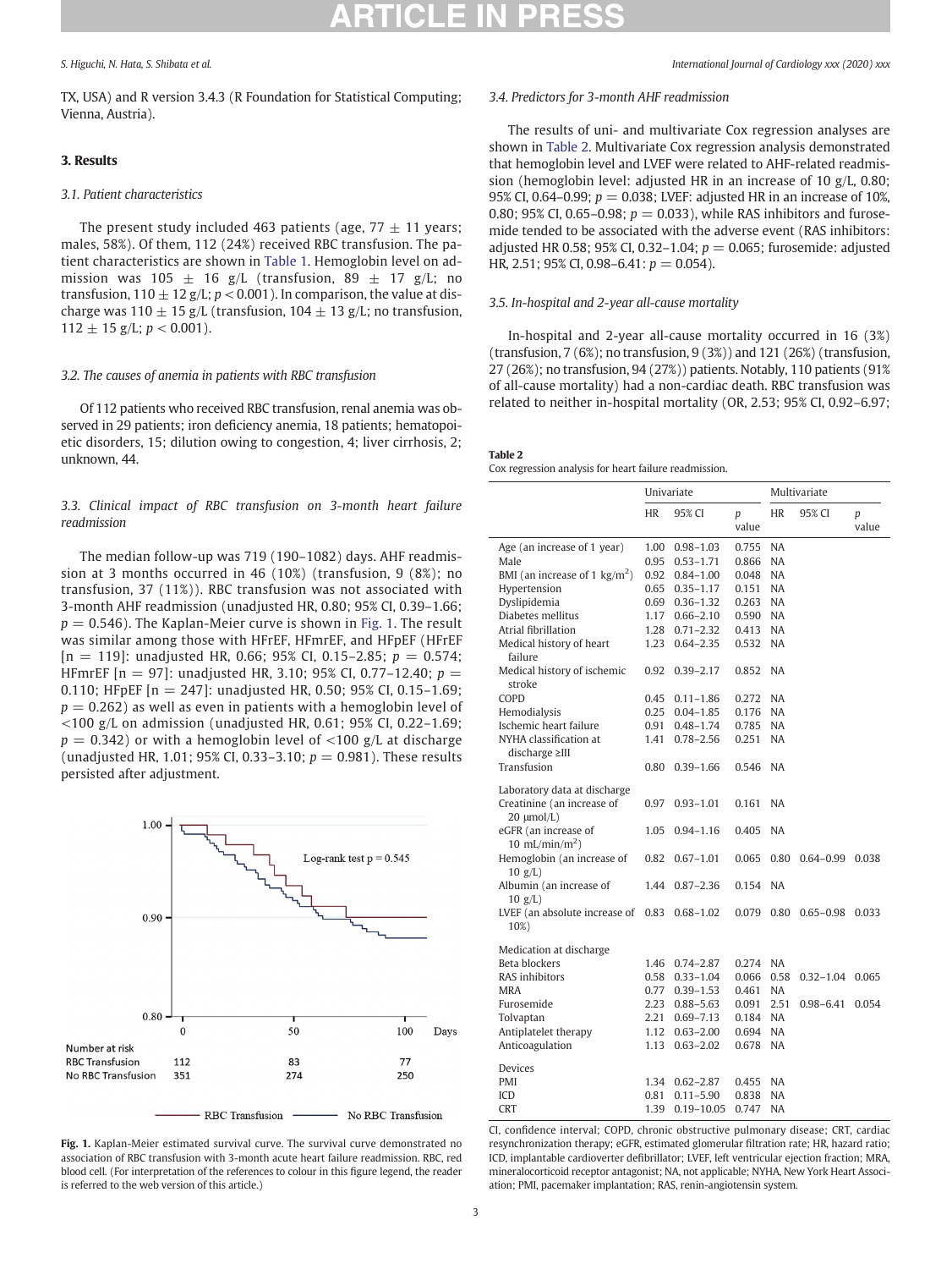TX, USA) and R version 3.4.3 (R Foundation for Statistical Computing; Vienna, Austria).

## 3. Results

### 3.1. Patient characteristics

The present study included 463 patients (age, 77 ± 11 years; males, 58%). Of them, 112 (24%) received RBC transfusion. The patient characteristics are shown in Table 1. Hemoglobin level on admission was 105 ± 16 g/L (transfusion, 89 ± 17 g/L; no transfusion, 110 ± 12 g/L; $p < 0.001$). In comparison, the value at discharge was 110 ± 15 g/L (transfusion, 104 ± 13 g/L; no transfusion, 112 ± 15 g/L; $p < 0.001$).

### 3.2. The causes of anemia in patients with RBC transfusion

Of 112 patients who received RBC transfusion, renal anemia was observed in 29 patients; iron deficiency anemia, 18 patients; hematopoietic disorders, 15; dilution owing to congestion, 4; liver cirrhosis, 2; unknown, 44.

### 3.3. Clinical impact of RBC transfusion on 3-month heart failure readmission

The median follow-up was 719 (190–1082) days. AHF readmission at 3 months occurred in 46 (10%) (transfusion, 9 (8%); no transfusion, 37 (11%)). RBC transfusion was not associated with 3-month AHF readmission (unadjusted HR, 0.80; 95% CI, 0.39–1.66; $p = 0.546$). The Kaplan-Meier curve is shown in Fig. 1. The result was similar among those with HFrEF, HFmrEF, and HFpEF (HFrEF [n = 119]: unadjusted HR, 0.66; 95% CI, 0.15–2.85; $p = 0.574$; HFmrEF [n = 97]: unadjusted HR, 3.10; 95% CI, 0.77–12.40; $p = 0.110$; HFpEF [n = 247]: unadjusted HR, 0.50; 95% CI, 0.15–1.69; $p = 0.262$) as well as even in patients with a hemoglobin level of <100 g/L on admission (unadjusted HR, 0.61; 95% CI, 0.22–1.69; $p = 0.342$) or with a hemoglobin level of <100 g/L at discharge (unadjusted HR, 1.01; 95% CI, 0.33–3.10; $p = 0.981$). These results persisted after adjustment.

**Fig. 1.** Kaplan-Meier estimated survival curve. The survival curve demonstrated no association of RBC transfusion with 3-month acute heart failure readmission. RBC, red blood cell. (For interpretation of the references to colour in this figure legend, the reader is referred to the web version of this article.)

### 3.4. Predictors for 3-month AHF readmission

The results of uni- and multivariate Cox regression analyses are shown in Table 2. Multivariate Cox regression analysis demonstrated that hemoglobin level and LVEF were related to AHF-related readmission (hemoglobin level: adjusted HR in an increase of 10 g/L, 0.80; 95% CI, 0.64–0.99; $p = 0.038$; LVEF: adjusted HR in an increase of 10%, 0.80; 95% CI, 0.65–0.98; $p = 0.033$), while RAS inhibitors and furosemide tended to be associated with the adverse event (RAS inhibitors: adjusted HR 0.58; 95% CI, 0.32–1.04; $p = 0.065$; furosemide: adjusted HR, 2.51; 95% CI, 0.98–6.41: $p = 0.054$).

### 3.5. In-hospital and 2-year all-cause mortality

In-hospital and 2-year all-cause mortality occurred in 16 (3%) (transfusion, 7 (6%); no transfusion, 9 (3%)) and 121 (26%) (transfusion, 27 (26%); no transfusion, 94 (27%)) patients. Notably, 110 patients (91% of all-cause mortality) had a non-cardiac death. RBC transfusion was related to neither in-hospital mortality (OR, 2.53; 95% CI, 0.92–6.97;

**Table 2**
Cox regression analysis for heart failure readmission.

| | Univariate | | | Multivariate | | |
|---|---|---|---|---|---|---|
| | HR | 95% CI | p value | HR | 95% CI | p value |
| Age (an increase of 1 year) | 1.00 | 0.98–1.03 | 0.755 | NA | | |
| Male | 0.95 | 0.53–1.71 | 0.866 | NA | | |
| BMI (an increase of 1 kg/m$^2$) | 0.92 | 0.84–1.00 | 0.048 | NA | | |
| Hypertension | 0.65 | 0.35–1.17 | 0.151 | NA | | |
| Dyslipidemia | 0.69 | 0.36–1.32 | 0.263 | NA | | |
| Diabetes mellitus | 1.17 | 0.66–2.10 | 0.590 | NA | | |
| Atrial fibrillation | 1.28 | 0.71–2.32 | 0.413 | NA | | |
| Medical history of heart failure | 1.23 | 0.64–2.35 | 0.532 | NA | | |
| Medical history of ischemic stroke | 0.92 | 0.39–2.17 | 0.852 | NA | | |
| COPD | 0.45 | 0.11–1.86 | 0.272 | NA | | |
| Hemodialysis | 0.25 | 0.04–1.85 | 0.176 | NA | | |
| Ischemic heart failure | 0.91 | 0.48–1.74 | 0.785 | NA | | |
| NYHA classification at discharge ≥III | 1.41 | 0.78–2.56 | 0.251 | NA | | |
| Transfusion | 0.80 | 0.39–1.66 | 0.546 | NA | | |
| Laboratory data at discharge | | | | | | |
| Creatinine (an increase of 20 μmol/L) | 0.97 | 0.93–1.01 | 0.161 | NA | | |
| eGFR (an increase of 10 mL/min/m$^2$) | 1.05 | 0.94–1.16 | 0.405 | NA | | |
| Hemoglobin (an increase of 10 g/L) | 0.82 | 0.67–1.01 | 0.065 | 0.80 | 0.64–0.99 | 0.038 |
| Albumin (an increase of 10 g/L) | 1.44 | 0.87–2.36 | 0.154 | NA | | |
| LVEF (an absolute increase of 10%) | 0.83 | 0.68–1.02 | 0.079 | 0.80 | 0.65–0.98 | 0.033 |
| Medication at discharge | | | | | | |
| Beta blockers | 1.46 | 0.74–2.87 | 0.274 | NA | | |
| RAS inhibitors | 0.58 | 0.33–1.04 | 0.066 | 0.58 | 0.32–1.04 | 0.065 |
| MRA | 0.77 | 0.39–1.53 | 0.461 | NA | | |
| Furosemide | 2.23 | 0.88–5.63 | 0.091 | 2.51 | 0.98–6.41 | 0.054 |
| Tolvaptan | 2.21 | 0.69–7.13 | 0.184 | NA | | |
| Antiplatelet therapy | 1.12 | 0.63–2.00 | 0.694 | NA | | |
| Anticoagulation | 1.13 | 0.63–2.02 | 0.678 | NA | | |
| Devices | | | | | | |
| PMI | 1.34 | 0.62–2.87 | 0.455 | NA | | |
| ICD | 0.81 | 0.11–5.90 | 0.838 | NA | | |
| CRT | 1.39 | 0.19–10.05 | 0.747 | NA | | |

CI, confidence interval; COPD, chronic obstructive pulmonary disease; CRT, cardiac resynchronization therapy; eGFR, estimated glomerular filtration rate; HR, hazard ratio; ICD, implantable cardioverter defibrillator; LVEF, left ventricular ejection fraction; MRA, mineralocorticoid receptor antagonist; NA, not applicable; NYHA, New York Heart Association; PMI, pacemaker implantation; RAS, renin-angiotensin system.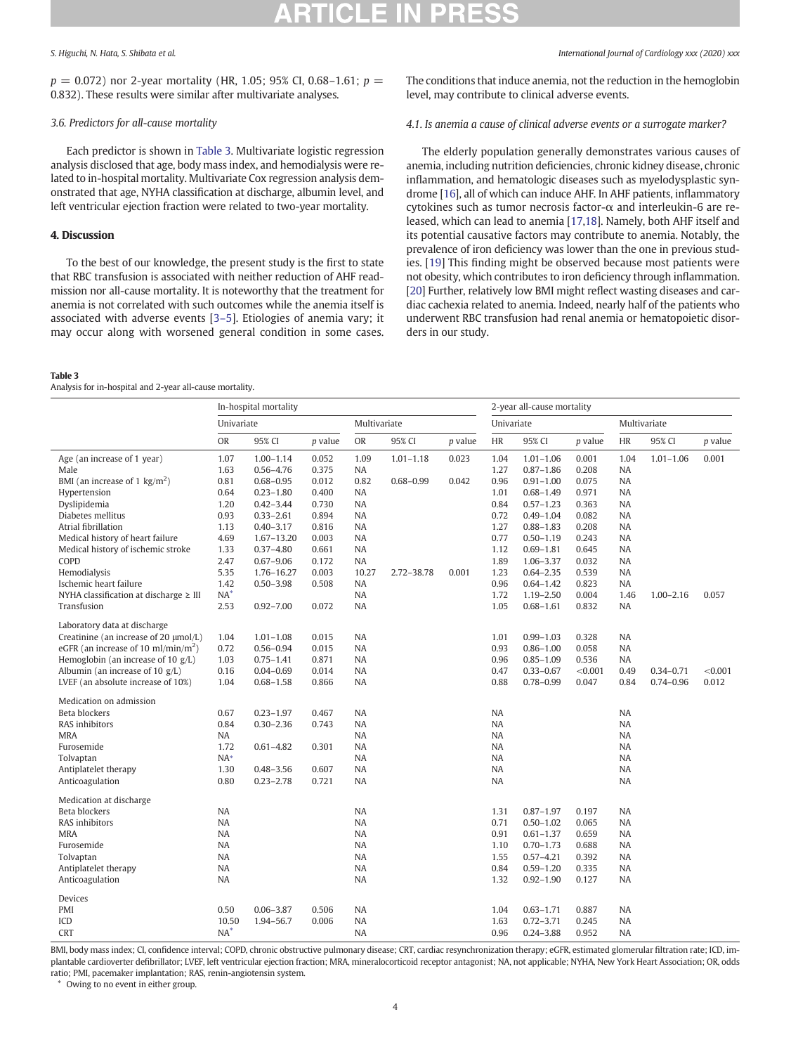$p$ = 0.072) nor 2-year mortality (HR, 1.05; 95% CI, 0.68–1.61; $p$ = 0.832). These results were similar after multivariate analyses.

### 3.6. Predictors for all-cause mortality

Each predictor is shown in Table 3. Multivariate logistic regression analysis disclosed that age, body mass index, and hemodialysis were related to in-hospital mortality. Multivariate Cox regression analysis demonstrated that age, NYHA classification at discharge, albumin level, and left ventricular ejection fraction were related to two-year mortality.

## 4. Discussion

To the best of our knowledge, the present study is the first to state that RBC transfusion is associated with neither reduction of AHF readmission nor all-cause mortality. It is noteworthy that the treatment for anemia is not correlated with such outcomes while the anemia itself is associated with adverse events [3–5]. Etiologies of anemia vary; it may occur along with worsened general condition in some cases. The conditions that induce anemia, not the reduction in the hemoglobin level, may contribute to clinical adverse events.

### 4.1. Is anemia a cause of clinical adverse events or a surrogate marker?

The elderly population generally demonstrates various causes of anemia, including nutrition deficiencies, chronic kidney disease, chronic inflammation, and hematologic diseases such as myelodysplastic syndrome [16], all of which can induce AHF. In AHF patients, inflammatory cytokines such as tumor necrosis factor-α and interleukin-6 are released, which can lead to anemia [17,18]. Namely, both AHF itself and its potential causative factors may contribute to anemia. Notably, the prevalence of iron deficiency was lower than the one in previous studies. [19] This finding might be observed because most patients were not obesity, which contributes to iron deficiency through inflammation. [20] Further, relatively low BMI might reflect wasting diseases and cardiac cachexia related to anemia. Indeed, nearly half of the patients who underwent RBC transfusion had renal anemia or hematopoietic disorders in our study.

**Table 3**
Analysis for in-hospital and 2-year all-cause mortality.

| | In-hospital mortality | | | | | | 2-year all-cause mortality | | | | | |
|---|---|---|---|---|---|---|---|---|---|---|---|---|
| | Univariate | | | Multivariate | | | Univariate | | | Multivariate | | |
| | OR | 95% CI | $p$ value | OR | 95% CI | $p$ value | HR | 95% CI | $p$ value | HR | 95% CI | $p$ value |
| Age (an increase of 1 year) | 1.07 | 1.00–1.14 | 0.052 | 1.09 | 1.01–1.18 | 0.023 | 1.04 | 1.01–1.06 | 0.001 | 1.04 | 1.01–1.06 | 0.001 |
| Male | 1.63 | 0.56–4.76 | 0.375 | NA | | | 1.27 | 0.87–1.86 | 0.208 | NA | | |
| BMI (an increase of 1 kg/m$^2$) | 0.81 | 0.68–0.95 | 0.012 | 0.82 | 0.68–0.99 | 0.042 | 0.96 | 0.91–1.00 | 0.075 | NA | | |
| Hypertension | 0.64 | 0.23–1.80 | 0.400 | NA | | | 1.01 | 0.68–1.49 | 0.971 | NA | | |
| Dyslipidemia | 1.20 | 0.42–3.44 | 0.730 | NA | | | 0.84 | 0.57–1.23 | 0.363 | NA | | |
| Diabetes mellitus | 0.93 | 0.33–2.61 | 0.894 | NA | | | 0.72 | 0.49–1.04 | 0.082 | NA | | |
| Atrial fibrillation | 1.13 | 0.40–3.17 | 0.816 | NA | | | 1.27 | 0.88–1.83 | 0.208 | NA | | |
| Medical history of heart failure | 4.69 | 1.67–13.20 | 0.003 | NA | | | 0.77 | 0.50–1.19 | 0.243 | NA | | |
| Medical history of ischemic stroke | 1.33 | 0.37–4.80 | 0.661 | NA | | | 1.12 | 0.69–1.81 | 0.645 | NA | | |
| COPD | 2.47 | 0.67–9.06 | 0.172 | NA | | | 1.89 | 1.06–3.37 | 0.032 | NA | | |
| Hemodialysis | 5.35 | 1.76–16.27 | 0.003 | 10.27 | 2.72–38.78 | 0.001 | 1.23 | 0.64–2.35 | 0.539 | NA | | |
| Ischemic heart failure | 1.42 | 0.50–3.98 | 0.508 | NA | | | 0.96 | 0.64–1.42 | 0.823 | NA | | |
| NYHA classification at discharge ≥ III | NA* | | | NA | | | 1.72 | 1.19–2.50 | 0.004 | 1.46 | 1.00–2.16 | 0.057 |
| Transfusion | 2.53 | 0.92–7.00 | 0.072 | NA | | | 1.05 | 0.68–1.61 | 0.832 | NA | | |
| Laboratory data at discharge | | | | | | | | | | | | |
| Creatinine (an increase of 20 μmol/L) | 1.04 | 1.01–1.08 | 0.015 | NA | | | 1.01 | 0.99–1.03 | 0.328 | NA | | |
| eGFR (an increase of 10 ml/min/m$^2$) | 0.72 | 0.56–0.94 | 0.015 | NA | | | 0.93 | 0.86–1.00 | 0.058 | NA | | |
| Hemoglobin (an increase of 10 g/L) | 1.03 | 0.75–1.41 | 0.871 | NA | | | 0.96 | 0.85–1.09 | 0.536 | NA | | |
| Albumin (an increase of 10 g/L) | 0.16 | 0.04–0.69 | 0.014 | NA | | | 0.47 | 0.33–0.67 | <0.001 | 0.49 | 0.34–0.71 | <0.001 |
| LVEF (an absolute increase of 10%) | 1.04 | 0.68–1.58 | 0.866 | NA | | | 0.88 | 0.78–0.99 | 0.047 | 0.84 | 0.74–0.96 | 0.012 |
| Medication on admission | | | | | | | | | | | | |
| Beta blockers | 0.67 | 0.23–1.97 | 0.467 | NA | | | NA | | | NA | | |
| RAS inhibitors | 0.84 | 0.30–2.36 | 0.743 | NA | | | NA | | | NA | | |
| MRA | NA | | | NA | | | NA | | | NA | | |
| Furosemide | 1.72 | 0.61–4.82 | 0.301 | NA | | | NA | | | NA | | |
| Tolvaptan | NA* | | | NA | | | NA | | | NA | | |
| Antiplatelet therapy | 1.30 | 0.48–3.56 | 0.607 | NA | | | NA | | | NA | | |
| Anticoagulation | 0.80 | 0.23–2.78 | 0.721 | NA | | | NA | | | NA | | |
| Medication at discharge | | | | | | | | | | | | |
| Beta blockers | NA | | | NA | | | 1.31 | 0.87–1.97 | 0.197 | NA | | |
| RAS inhibitors | NA | | | NA | | | 0.71 | 0.50–1.02 | 0.065 | NA | | |
| MRA | NA | | | NA | | | 0.91 | 0.61–1.37 | 0.659 | NA | | |
| Furosemide | NA | | | NA | | | 1.10 | 0.70–1.73 | 0.688 | NA | | |
| Tolvaptan | NA | | | NA | | | 1.55 | 0.57–4.21 | 0.392 | NA | | |
| Antiplatelet therapy | NA | | | NA | | | 0.84 | 0.59–1.20 | 0.335 | NA | | |
| Anticoagulation | NA | | | NA | | | 1.32 | 0.92–1.90 | 0.127 | NA | | |
| Devices | | | | | | | | | | | | |
| PMI | 0.50 | 0.06–3.87 | 0.506 | NA | | | 1.04 | 0.63–1.71 | 0.887 | NA | | |
| ICD | 10.50 | 1.94–56.7 | 0.006 | NA | | | 1.63 | 0.72–3.71 | 0.245 | NA | | |
| CRT | NA* | | | NA | | | 0.96 | 0.24–3.88 | 0.952 | NA | | |

BMI, body mass index; CI, confidence interval; COPD, chronic obstructive pulmonary disease; CRT, cardiac resynchronization therapy; eGFR, estimated glomerular filtration rate; ICD, implantable cardioverter defibrillator; LVEF, left ventricular ejection fraction; MRA, mineralocorticoid receptor antagonist; NA, not applicable; NYHA, New York Heart Association; OR, odds ratio; PMI, pacemaker implantation; RAS, renin-angiotensin system.

* Owing to no event in either group.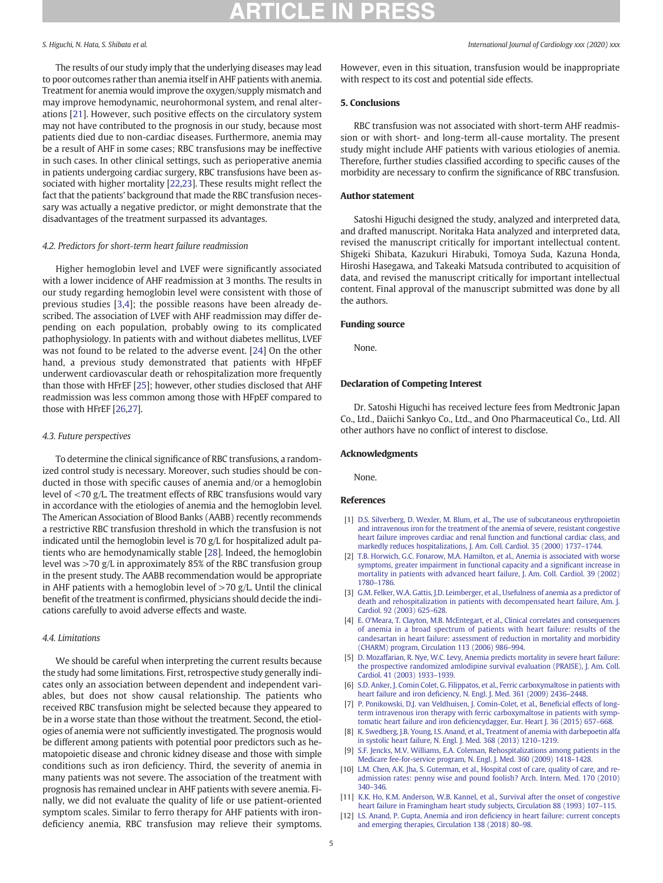The results of our study imply that the underlying diseases may lead to poor outcomes rather than anemia itself in AHF patients with anemia. Treatment for anemia would improve the oxygen/supply mismatch and may improve hemodynamic, neurohormonal system, and renal alterations [21]. However, such positive effects on the circulatory system may not have contributed to the prognosis in our study, because most patients died due to non-cardiac diseases. Furthermore, anemia may be a result of AHF in some cases; RBC transfusions may be ineffective in such cases. In other clinical settings, such as perioperative anemia in patients undergoing cardiac surgery, RBC transfusions have been associated with higher mortality [22,23]. These results might reflect the fact that the patients' background that made the RBC transfusion necessary was actually a negative predictor, or might demonstrate that the disadvantages of the treatment surpassed its advantages.

### 4.2. Predictors for short-term heart failure readmission

Higher hemoglobin level and LVEF were significantly associated with a lower incidence of AHF readmission at 3 months. The results in our study regarding hemoglobin level were consistent with those of previous studies [3,4]; the possible reasons have been already described. The association of LVEF with AHF readmission may differ depending on each population, probably owing to its complicated pathophysiology. In patients with and without diabetes mellitus, LVEF was not found to be related to the adverse event. [24] On the other hand, a previous study demonstrated that patients with HFpEF underwent cardiovascular death or rehospitalization more frequently than those with HFrEF [25]; however, other studies disclosed that AHF readmission was less common among those with HFpEF compared to those with HFrEF [26,27].

### 4.3. Future perspectives

To determine the clinical significance of RBC transfusions, a randomized control study is necessary. Moreover, such studies should be conducted in those with specific causes of anemia and/or a hemoglobin level of <70 g/L. The treatment effects of RBC transfusions would vary in accordance with the etiologies of anemia and the hemoglobin level. The American Association of Blood Banks (AABB) recently recommends a restrictive RBC transfusion threshold in which the transfusion is not indicated until the hemoglobin level is 70 g/L for hospitalized adult patients who are hemodynamically stable [28]. Indeed, the hemoglobin level was >70 g/L in approximately 85% of the RBC transfusion group in the present study. The AABB recommendation would be appropriate in AHF patients with a hemoglobin level of >70 g/L. Until the clinical benefit of the treatment is confirmed, physicians should decide the indications carefully to avoid adverse effects and waste.

### 4.4. Limitations

We should be careful when interpreting the current results because the study had some limitations. First, retrospective study generally indicates only an association between dependent and independent variables, but does not show causal relationship. The patients who received RBC transfusion might be selected because they appeared to be in a worse state than those without the treatment. Second, the etiologies of anemia were not sufficiently investigated. The prognosis would be different among patients with potential poor predictors such as hematopoietic disease and chronic kidney disease and those with simple conditions such as iron deficiency. Third, the severity of anemia in many patients was not severe. The association of the treatment with prognosis has remained unclear in AHF patients with severe anemia. Finally, we did not evaluate the quality of life or use patient-oriented symptom scales. Similar to ferro therapy for AHF patients with iron-deficiency anemia, RBC transfusion may relieve their symptoms. However, even in this situation, transfusion would be inappropriate with respect to its cost and potential side effects.

## 5. Conclusions

RBC transfusion was not associated with short-term AHF readmission or with short- and long-term all-cause mortality. The present study might include AHF patients with various etiologies of anemia. Therefore, further studies classified according to specific causes of the morbidity are necessary to confirm the significance of RBC transfusion.

## Author statement

Satoshi Higuchi designed the study, analyzed and interpreted data, and drafted manuscript. Noritaka Hata analyzed and interpreted data, revised the manuscript critically for important intellectual content. Shigeki Shibata, Kazukuri Hirabuki, Tomoya Suda, Kazuna Honda, Hiroshi Hasegawa, and Takeaki Matsuda contributed to acquisition of data, and revised the manuscript critically for important intellectual content. Final approval of the manuscript submitted was done by all the authors.

## Funding source

None.

## Declaration of Competing Interest

Dr. Satoshi Higuchi has received lecture fees from Medtronic Japan Co., Ltd., Daiichi Sankyo Co., Ltd., and Ono Pharmaceutical Co., Ltd. All other authors have no conflict of interest to disclose.

## Acknowledgments

None.

## References

[1] D.S. Silverberg, D. Wexler, M. Blum, et al., The use of subcutaneous erythropoietin and intravenous iron for the treatment of the anemia of severe, resistant congestive heart failure improves cardiac and renal function and functional cardiac class, and markedly reduces hospitalizations, J. Am. Coll. Cardiol. 35 (2000) 1737–1744.

[2] T.B. Horwich, G.C. Fonarow, M.A. Hamilton, et al., Anemia is associated with worse symptoms, greater impairment in functional capacity and a significant increase in mortality in patients with advanced heart failure, J. Am. Coll. Cardiol. 39 (2002) 1780–1786.

[3] G.M. Felker, W.A. Gattis, J.D. Leimberger, et al., Usefulness of anemia as a predictor of death and rehospitalization in patients with decompensated heart failure, Am. J. Cardiol. 92 (2003) 625–628.

[4] E. O'Meara, T. Clayton, M.B. McEntegart, et al., Clinical correlates and consequences of anemia in a broad spectrum of patients with heart failure: results of the candesartan in heart failure: assessment of reduction in mortality and morbidity (CHARM) program, Circulation 113 (2006) 986–994.

[5] D. Mozaffarian, R. Nye, W.C. Levy, Anemia predicts mortality in severe heart failure: the prospective randomized amlodipine survival evaluation (PRAISE), J. Am. Coll. Cardiol. 41 (2003) 1933–1939.

[6] S.D. Anker, J. Comin Colet, G. Filippatos, et al., Ferric carboxymaltose in patients with heart failure and iron deficiency, N. Engl. J. Med. 361 (2009) 2436–2448.

[7] P. Ponikowski, D.J. van Veldhuisen, J. Comin-Colet, et al., Beneficial effects of long-term intravenous iron therapy with ferric carboxymaltose in patients with symptomatic heart failure and iron deficiencydagger, Eur. Heart J. 36 (2015) 657–668.

[8] K. Swedberg, J.B. Young, I.S. Anand, et al., Treatment of anemia with darbepoetin alfa in systolic heart failure, N. Engl. J. Med. 368 (2013) 1210–1219.

[9] S.F. Jencks, M.V. Williams, E.A. Coleman, Rehospitalizations among patients in the Medicare fee-for-service program, N. Engl. J. Med. 360 (2009) 1418–1428.

[10] L.M. Chen, A.K. Jha, S. Guterman, et al., Hospital cost of care, quality of care, and readmission rates: penny wise and pound foolish? Arch. Intern. Med. 170 (2010) 340–346.

[11] K.K. Ho, K.M. Anderson, W.B. Kannel, et al., Survival after the onset of congestive heart failure in Framingham heart study subjects, Circulation 88 (1993) 107–115.

[12] I.S. Anand, P. Gupta, Anemia and iron deficiency in heart failure: current concepts and emerging therapies, Circulation 138 (2018) 80–98.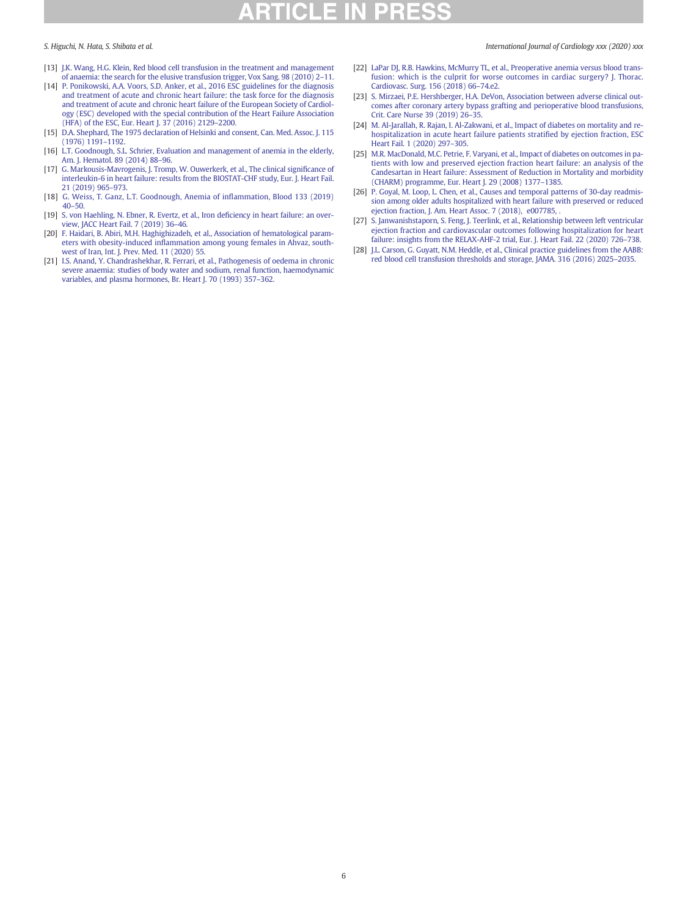[13] J.K. Wang, H.G. Klein, Red blood cell transfusion in the treatment and management of anaemia: the search for the elusive transfusion trigger, Vox Sang. 98 (2010) 2–11.

[14] P. Ponikowski, A.A. Voors, S.D. Anker, et al., 2016 ESC guidelines for the diagnosis and treatment of acute and chronic heart failure: the task force for the diagnosis and treatment of acute and chronic heart failure of the European Society of Cardiology (ESC) developed with the special contribution of the Heart Failure Association (HFA) of the ESC, Eur. Heart J. 37 (2016) 2129–2200.

[15] D.A. Shephard, The 1975 declaration of Helsinki and consent, Can. Med. Assoc. J. 115 (1976) 1191–1192.

[16] L.T. Goodnough, S.L. Schrier, Evaluation and management of anemia in the elderly, Am. J. Hematol. 89 (2014) 88–96.

[17] G. Markousis-Mavrogenis, J. Tromp, W. Ouwerkerk, et al., The clinical significance of interleukin-6 in heart failure: results from the BIOSTAT-CHF study, Eur. J. Heart Fail. 21 (2019) 965–973.

[18] G. Weiss, T. Ganz, L.T. Goodnough, Anemia of inflammation, Blood 133 (2019) 40–50.

[19] S. von Haehling, N. Ebner, R. Evertz, et al., Iron deficiency in heart failure: an overview, JACC Heart Fail. 7 (2019) 36–46.

[20] F. Haidari, B. Abiri, M.H. Haghighizadeh, et al., Association of hematological parameters with obesity-induced inflammation among young females in Ahvaz, south-west of Iran, Int. J. Prev. Med. 11 (2020) 55.

[21] I.S. Anand, Y. Chandrashekhar, R. Ferrari, et al., Pathogenesis of oedema in chronic severe anaemia: studies of body water and sodium, renal function, haemodynamic variables, and plasma hormones, Br. Heart J. 70 (1993) 357–362.

[22] LaPar DJ, R.B. Hawkins, McMurry TL, et al., Preoperative anemia versus blood transfusion: which is the culprit for worse outcomes in cardiac surgery? J. Thorac. Cardiovasc. Surg. 156 (2018) 66–74.e2.

[23] S. Mirzaei, P.E. Hershberger, H.A. DeVon, Association between adverse clinical outcomes after coronary artery bypass grafting and perioperative blood transfusions, Crit. Care Nurse 39 (2019) 26–35.

[24] M. Al-Jarallah, R. Rajan, I. Al-Zakwani, et al., Impact of diabetes on mortality and rehospitalization in acute heart failure patients stratified by ejection fraction, ESC Heart Fail. 1 (2020) 297–305.

[25] M.R. MacDonald, M.C. Petrie, F. Varyani, et al., Impact of diabetes on outcomes in patients with low and preserved ejection fraction heart failure: an analysis of the Candesartan in Heart failure: Assessment of Reduction in Mortality and morbidity (CHARM) programme, Eur. Heart J. 29 (2008) 1377–1385.

[26] P. Goyal, M. Loop, L. Chen, et al., Causes and temporal patterns of 30-day readmission among older adults hospitalized with heart failure with preserved or reduced ejection fraction, J. Am. Heart Assoc. 7 (2018), e007785, .

[27] S. Janwanishstaporn, S. Feng, J. Teerlink, et al., Relationship between left ventricular ejection fraction and cardiovascular outcomes following hospitalization for heart failure: insights from the RELAX-AHF-2 trial, Eur. J. Heart Fail. 22 (2020) 726–738.

[28] J.L. Carson, G. Guyatt, N.M. Heddle, et al., Clinical practice guidelines from the AABB: red blood cell transfusion thresholds and storage, JAMA. 316 (2016) 2025–2035.